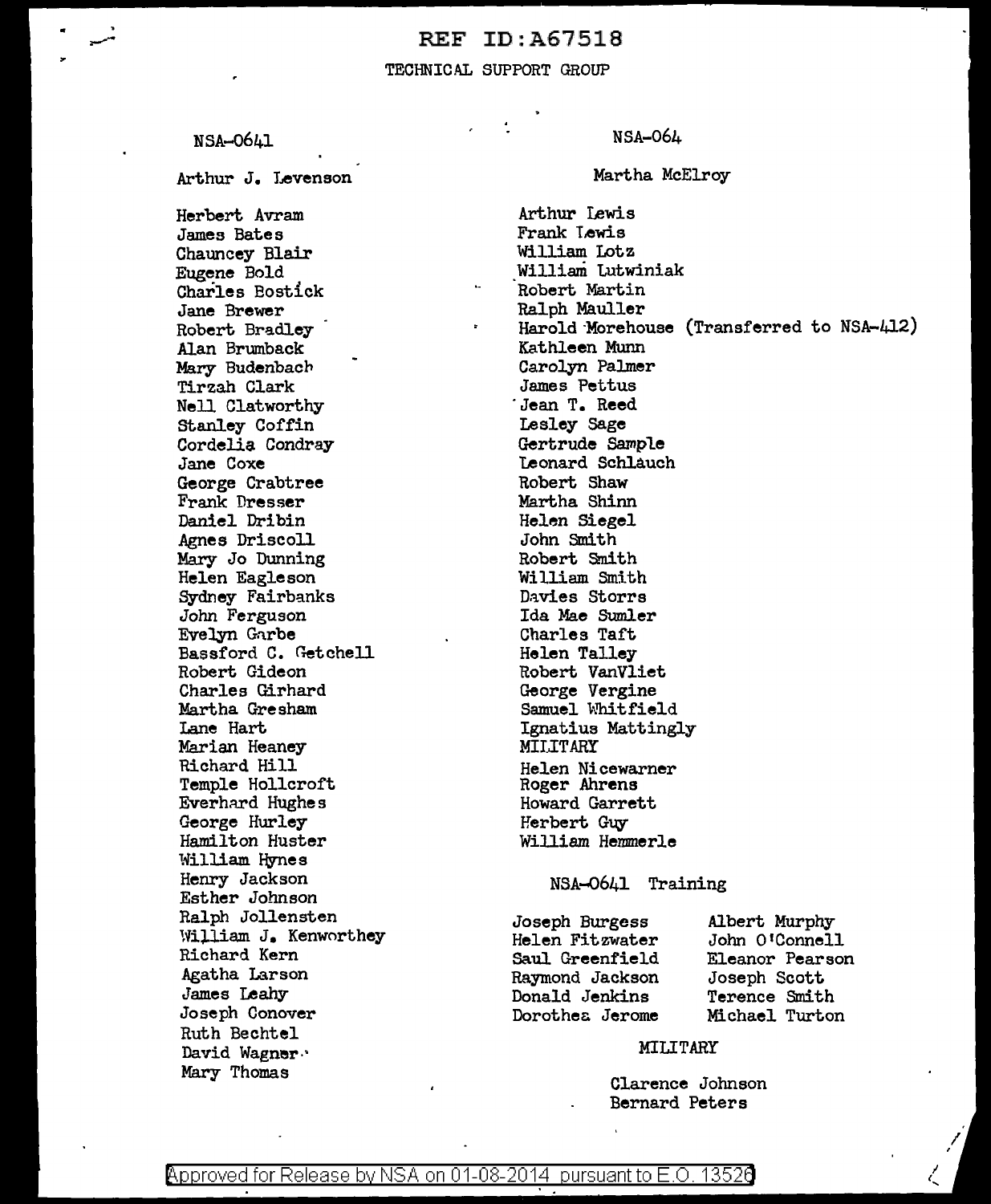REF ID:A67518

TECHNICAL SUPPORT GROUP

## NSA-0641

Arthur J. Levenson

Herbert Avram
James Bates
Chauncey Blair
Eugene Bold
Charles Bostick
Jane Brewer
Robert Bradley
Alan Brumback
Mary Budenbach
Tirzah Clark
Nell Clatworthy
Stanley Coffin
Cordelia Condray
Jane Coxe
George Crabtree
Frank Dresser
Daniel Dribin
Agnes Driscoll
Mary Jo Dunning
Helen Eagleson
Sydney Fairbanks
John Ferguson
Evelyn Garbe
Bassford C. Getchell
Robert Gideon
Charles Girhard
Martha Gresham
Lane Hart
Marian Heaney
Richard Hill
Temple Hollcroft
Everhard Hughes
George Hurley
Hamilton Huster
William Hynes
Henry Jackson
Esther Johnson
Ralph Jollensten
William J. Kenworthey
Richard Kern
Agatha Larson
James Leahy
Joseph Conover
Ruth Bechtel
David Wagner
Mary Thomas

## NSA-064

Martha McElroy

Arthur Lewis
Frank Lewis
William Lotz
William Lutwiniak
Robert Martin
Ralph Mauller
Harold Morehouse (Transferred to NSA-412)
Kathleen Munn
Carolyn Palmer
James Pettus
Jean T. Reed
Lesley Sage
Gertrude Sample
Leonard Schlauch
Robert Shaw
Martha Shinn
Helen Siegel
John Smith
Robert Smith
William Smith
Davies Storrs
Ida Mae Sumler
Charles Taft
Helen Talley
Robert VanVliet
George Vergine
Samuel Whitfield
Ignatius Mattingly

MILITARY

Helen Nicewarner
Roger Ahrens
Howard Garrett
Herbert Guy
William Hemmerle

## NSA-0641 Training

Joseph Burgess
Helen Fitzwater
Saul Greenfield
Raymond Jackson
Donald Jenkins
Dorothea Jerome
Albert Murphy
John O'Connell
Eleanor Pearson
Joseph Scott
Terence Smith
Michael Turton

MILITARY

Clarence Johnson
Bernard Peters

Approved for Release by NSA on 01-08-2014 pursuant to E.O. 13526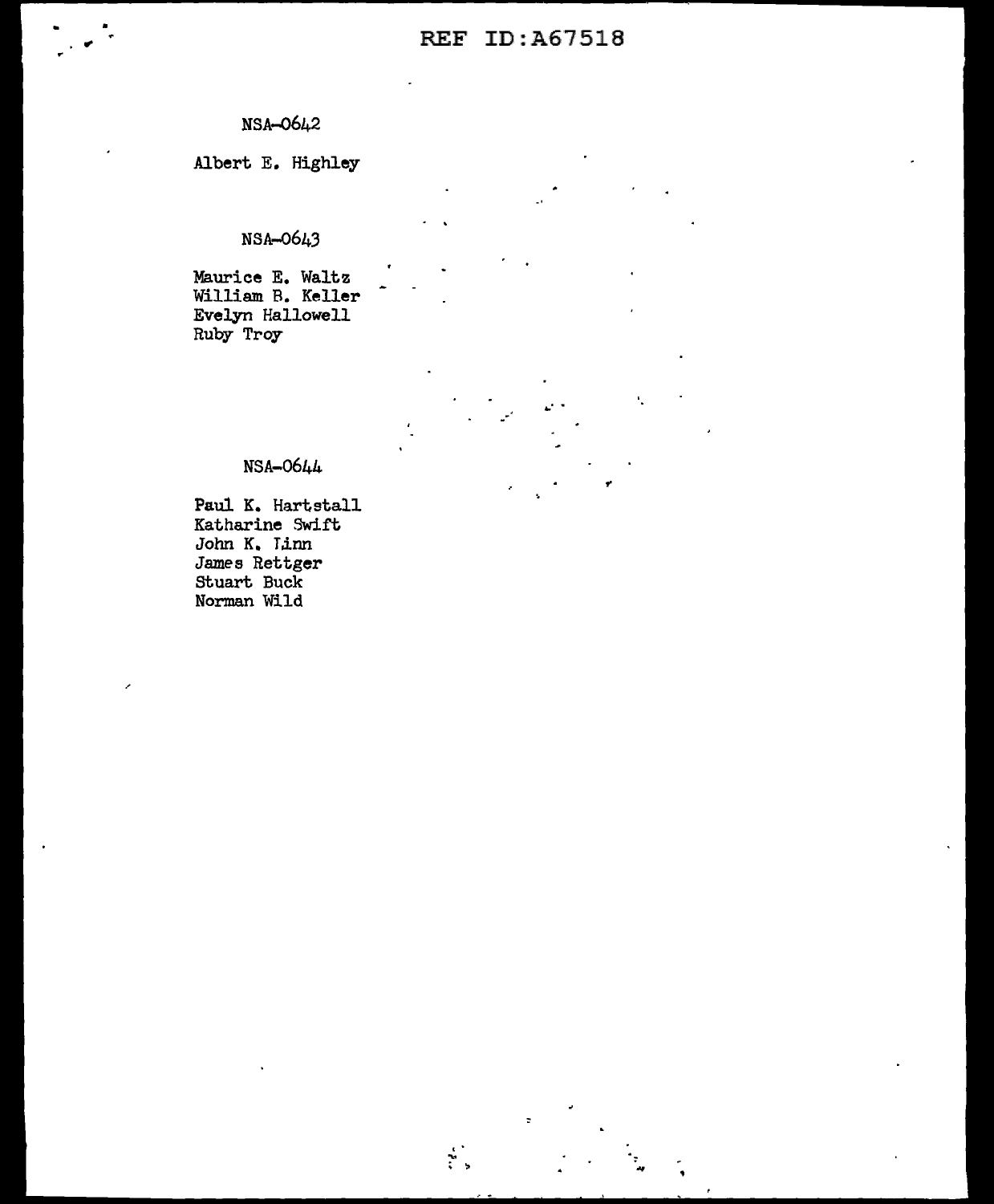NSA-0642

Albert E. Highley

NSA-0643

Maurice E. Waltz
William B. Keller
Evelyn Hallowell
Ruby Troy

NSA-0644

Paul K. Hartstall
Katharine Swift
John K. Linn
James Rettger
Stuart Buck
Norman Wild